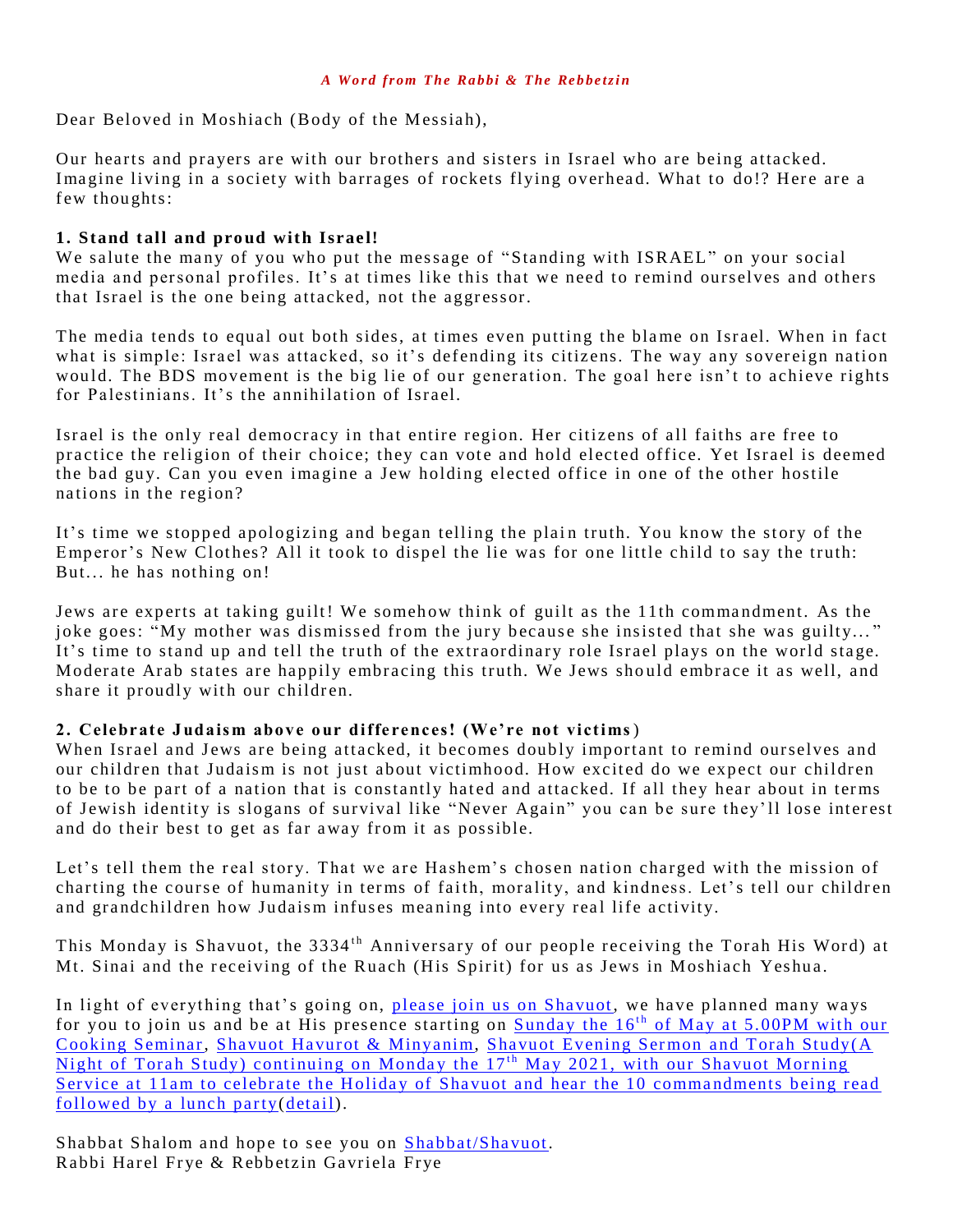*A Word from The Rabbi & The Rebbetzin*

Dear Beloved in Moshiach (Body of the Messiah),

Our hearts and prayers are with our brothers and sisters in Israel who are being attacked. Imagine living in a society with barrages of rockets flying overhead. What to do!? Here are a few thoughts:

**1. Stand tall and proud with Israel!**

We salute the many of you who put the message of "Standing with ISRAEL" on your social media and personal profiles. It's at times like this that we need to remind ourselves and others that Israel is the one being attacked, not the aggressor.

The media tends to equal out both sides, at times even putting the blame on Israel. When in fact what is simple: Israel was attacked, so it's defending its citizens. The way any sovereign nation would. The BDS movement is the big lie of our generation. The goal here isn't to achieve rights for Palestinians. It's the annihilation of Israel.

Israel is the only real democracy in that entire region. Her citizens of all faiths are free to practice the religion of their choice; they can vote and hold elected office. Yet Israel is deemed the bad guy. Can you even imagine a Jew holding elected office in one of the other hostile nations in the region?

It's time we stopped apologizing and began telling the plain truth. You know the story of the Emperor's New Clothes? All it took to dispel the lie was for one little child to say the truth: But... he has nothing on!

Jews are experts at taking guilt! We somehow think of guilt as the 11th commandment. As the joke goes: "My mother was dismissed from the jury because she insisted that she was guilty..." It's time to stand up and tell the truth of the extraordinary role Israel plays on the world stage. Moderate Arab states are happily embracing this truth. We Jews should embrace it as well, and share it proudly with our children.

**2. Celebrate Judaism above our differences! (We're not victims)**

When Israel and Jews are being attacked, it becomes doubly important to remind ourselves and our children that Judaism is not just about victimhood. How excited do we expect our children to be to be part of a nation that is constantly hated and attacked. If all they hear about in terms of Jewish identity is slogans of survival like "Never Again" you can be sure they'll lose interest and do their best to get as far away from it as possible.

Let's tell them the real story. That we are Hashem's chosen nation charged with the mission of charting the course of humanity in terms of faith, morality, and kindness. Let's tell our children and grandchildren how Judaism infuses meaning into every real life activity.

This Monday is Shavuot, the 3334th Anniversary of our people receiving the Torah His Word) at Mt. Sinai and the receiving of the Ruach (His Spirit) for us as Jews in Moshiach Yeshua.

In light of everything that's going on, please join us on Shavuot, we have planned many ways for you to join us and be at His presence starting on Sunday the 16th of May at 5.00PM with our Cooking Seminar, Shavuot Havurot & Minyanim, Shavuot Evening Sermon and Torah Study(A Night of Torah Study) continuing on Monday the 17th May 2021, with our Shavuot Morning Service at 11am to celebrate the Holiday of Shavuot and hear the 10 commandments being read followed by a lunch party(detail).

Shabbat Shalom and hope to see you on Shabbat/Shavuot.
Rabbi Harel Frye & Rebbetzin Gavriela Frye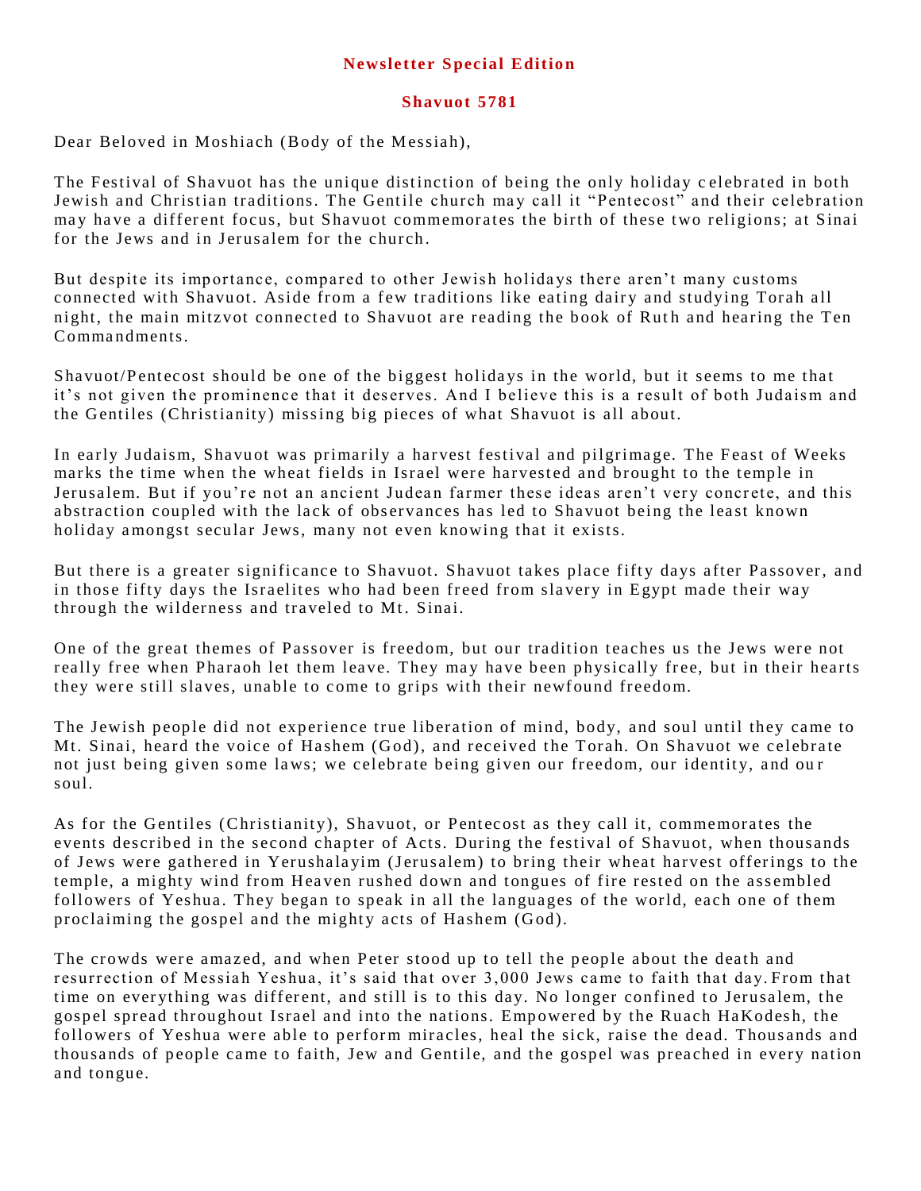**Newsletter Special Edition**

**Shavuot 5781**

Dear Beloved in Moshiach (Body of the Messiah),

The Festival of Shavuot has the unique distinction of being the only holiday celebrated in both Jewish and Christian traditions. The Gentile church may call it "Pentecost" and their celebration may have a different focus, but Shavuot commemorates the birth of these two religions; at Sinai for the Jews and in Jerusalem for the church.

But despite its importance, compared to other Jewish holidays there aren't many customs connected with Shavuot. Aside from a few traditions like eating dairy and studying Torah all night, the main mitzvot connected to Shavuot are reading the book of Ruth and hearing the Ten Commandments.

Shavuot/Pentecost should be one of the biggest holidays in the world, but it seems to me that it's not given the prominence that it deserves. And I believe this is a result of both Judaism and the Gentiles (Christianity) missing big pieces of what Shavuot is all about.

In early Judaism, Shavuot was primarily a harvest festival and pilgrimage. The Feast of Weeks marks the time when the wheat fields in Israel were harvested and brought to the temple in Jerusalem. But if you're not an ancient Judean farmer these ideas aren't very concrete, and this abstraction coupled with the lack of observances has led to Shavuot being the least known holiday amongst secular Jews, many not even knowing that it exists.

But there is a greater significance to Shavuot. Shavuot takes place fifty days after Passover, and in those fifty days the Israelites who had been freed from slavery in Egypt made their way through the wilderness and traveled to Mt. Sinai.

One of the great themes of Passover is freedom, but our tradition teaches us the Jews were not really free when Pharaoh let them leave. They may have been physically free, but in their hearts they were still slaves, unable to come to grips with their newfound freedom.

The Jewish people did not experience true liberation of mind, body, and soul until they came to Mt. Sinai, heard the voice of Hashem (God), and received the Torah. On Shavuot we celebrate not just being given some laws; we celebrate being given our freedom, our identity, and our soul.

As for the Gentiles (Christianity), Shavuot, or Pentecost as they call it, commemorates the events described in the second chapter of Acts. During the festival of Shavuot, when thousands of Jews were gathered in Yerushalayim (Jerusalem) to bring their wheat harvest offerings to the temple, a mighty wind from Heaven rushed down and tongues of fire rested on the assembled followers of Yeshua. They began to speak in all the languages of the world, each one of them proclaiming the gospel and the mighty acts of Hashem (God).

The crowds were amazed, and when Peter stood up to tell the people about the death and resurrection of Messiah Yeshua, it's said that over 3,000 Jews came to faith that day. From that time on everything was different, and still is to this day. No longer confined to Jerusalem, the gospel spread throughout Israel and into the nations. Empowered by the Ruach HaKodesh, the followers of Yeshua were able to perform miracles, heal the sick, raise the dead. Thousands and thousands of people came to faith, Jew and Gentile, and the gospel was preached in every nation and tongue.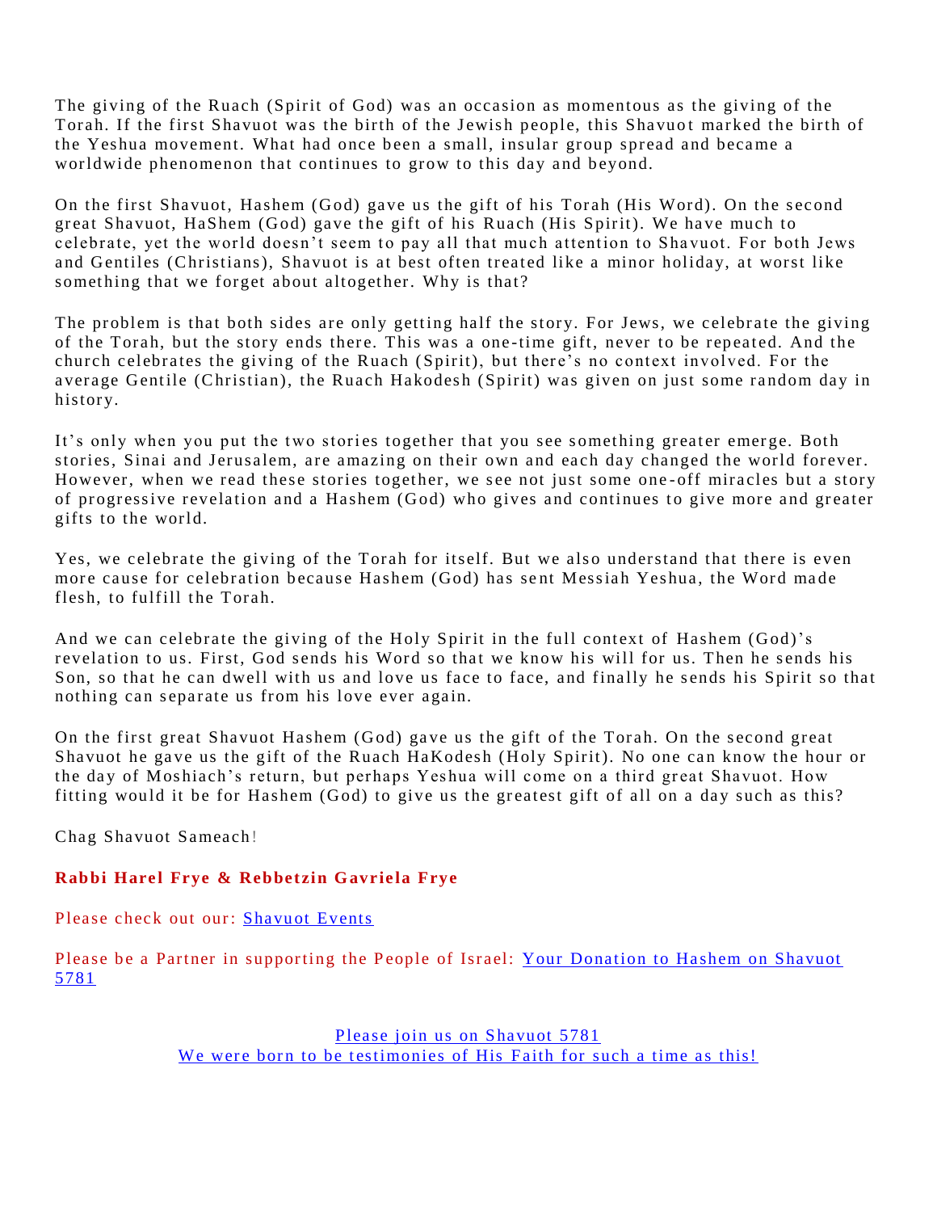The giving of the Ruach (Spirit of God) was an occasion as momentous as the giving of the Torah. If the first Shavuot was the birth of the Jewish people, this Shavuot marked the birth of the Yeshua movement. What had once been a small, insular group spread and became a worldwide phenomenon that continues to grow to this day and beyond.

On the first Shavuot, Hashem (God) gave us the gift of his Torah (His Word). On the second great Shavuot, HaShem (God) gave the gift of his Ruach (His Spirit). We have much to celebrate, yet the world doesn't seem to pay all that much attention to Shavuot. For both Jews and Gentiles (Christians), Shavuot is at best often treated like a minor holiday, at worst like something that we forget about altogether. Why is that?

The problem is that both sides are only getting half the story. For Jews, we celebrate the giving of the Torah, but the story ends there. This was a one-time gift, never to be repeated. And the church celebrates the giving of the Ruach (Spirit), but there's no context involved. For the average Gentile (Christian), the Ruach Hakodesh (Spirit) was given on just some random day in history.

It's only when you put the two stories together that you see something greater emerge. Both stories, Sinai and Jerusalem, are amazing on their own and each day changed the world forever. However, when we read these stories together, we see not just some one-off miracles but a story of progressive revelation and a Hashem (God) who gives and continues to give more and greater gifts to the world.

Yes, we celebrate the giving of the Torah for itself. But we also understand that there is even more cause for celebration because Hashem (God) has sent Messiah Yeshua, the Word made flesh, to fulfill the Torah.

And we can celebrate the giving of the Holy Spirit in the full context of Hashem (God)'s revelation to us. First, God sends his Word so that we know his will for us. Then he sends his Son, so that he can dwell with us and love us face to face, and finally he sends his Spirit so that nothing can separate us from his love ever again.

On the first great Shavuot Hashem (God) gave us the gift of the Torah. On the second great Shavuot he gave us the gift of the Ruach HaKodesh (Holy Spirit). No one can know the hour or the day of Moshiach's return, but perhaps Yeshua will come on a third great Shavuot. How fitting would it be for Hashem (God) to give us the greatest gift of all on a day such as this?

Chag Shavuot Sameach!

**Rabbi Harel Frye & Rebbetzin Gavriela Frye**

Please check out our: Shavuot Events

Please be a Partner in supporting the People of Israel: Your Donation to Hashem on Shavuot 5781

Please join us on Shavuot 5781
We were born to be testimonies of His Faith for such a time as this!